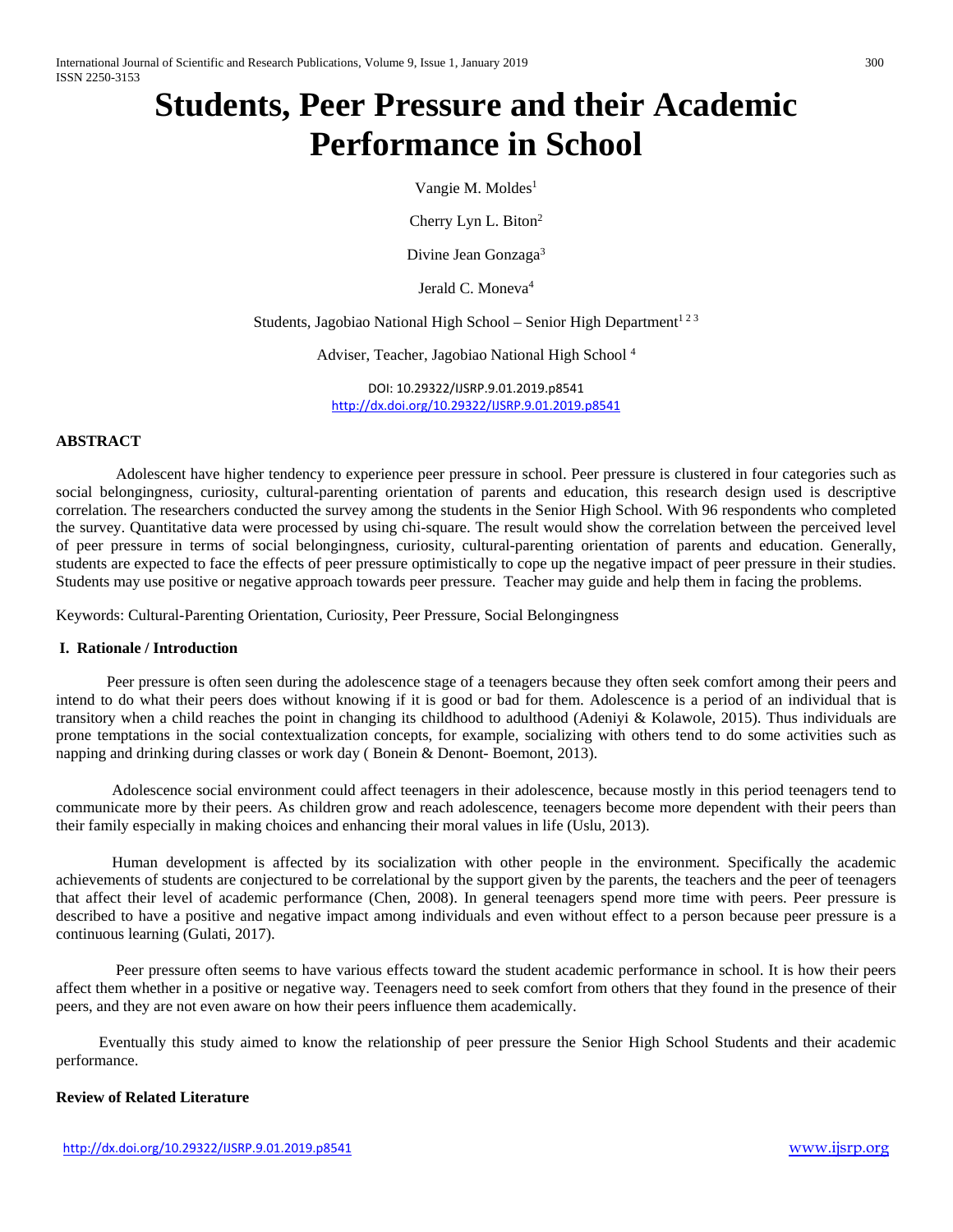# Students, Peer Pressure and their Academic Performance in School

Vangie M. Moldes[1]

Cherry Lyn L. Biton[2]

Divine Jean Gonzaga[3]

Jerald C. Moneva[4]

Students, Jagobiao National High School – Senior High Department[1 2 3]

Adviser, Teacher, Jagobiao National High School [4]

DOI: 10.29322/IJSRP.9.01.2019.p8541
http://dx.doi.org/10.29322/IJSRP.9.01.2019.p8541

## ABSTRACT

Adolescent have higher tendency to experience peer pressure in school. Peer pressure is clustered in four categories such as social belongingness, curiosity, cultural-parenting orientation of parents and education, this research design used is descriptive correlation. The researchers conducted the survey among the students in the Senior High School. With 96 respondents who completed the survey. Quantitative data were processed by using chi-square. The result would show the correlation between the perceived level of peer pressure in terms of social belongingness, curiosity, cultural-parenting orientation of parents and education. Generally, students are expected to face the effects of peer pressure optimistically to cope up the negative impact of peer pressure in their studies. Students may use positive or negative approach towards peer pressure. Teacher may guide and help them in facing the problems.

Keywords: Cultural-Parenting Orientation, Curiosity, Peer Pressure, Social Belongingness

## I. Rationale / Introduction

Peer pressure is often seen during the adolescence stage of a teenagers because they often seek comfort among their peers and intend to do what their peers does without knowing if it is good or bad for them. Adolescence is a period of an individual that is transitory when a child reaches the point in changing its childhood to adulthood (Adeniyi & Kolawole, 2015). Thus individuals are prone temptations in the social contextualization concepts, for example, socializing with others tend to do some activities such as napping and drinking during classes or work day ( Bonein & Denont- Boemont, 2013).

Adolescence social environment could affect teenagers in their adolescence, because mostly in this period teenagers tend to communicate more by their peers. As children grow and reach adolescence, teenagers become more dependent with their peers than their family especially in making choices and enhancing their moral values in life (Uslu, 2013).

Human development is affected by its socialization with other people in the environment. Specifically the academic achievements of students are conjectured to be correlational by the support given by the parents, the teachers and the peer of teenagers that affect their level of academic performance (Chen, 2008). In general teenagers spend more time with peers. Peer pressure is described to have a positive and negative impact among individuals and even without effect to a person because peer pressure is a continuous learning (Gulati, 2017).

Peer pressure often seems to have various effects toward the student academic performance in school. It is how their peers affect them whether in a positive or negative way. Teenagers need to seek comfort from others that they found in the presence of their peers, and they are not even aware on how their peers influence them academically.

Eventually this study aimed to know the relationship of peer pressure the Senior High School Students and their academic performance.

### Review of Related Literature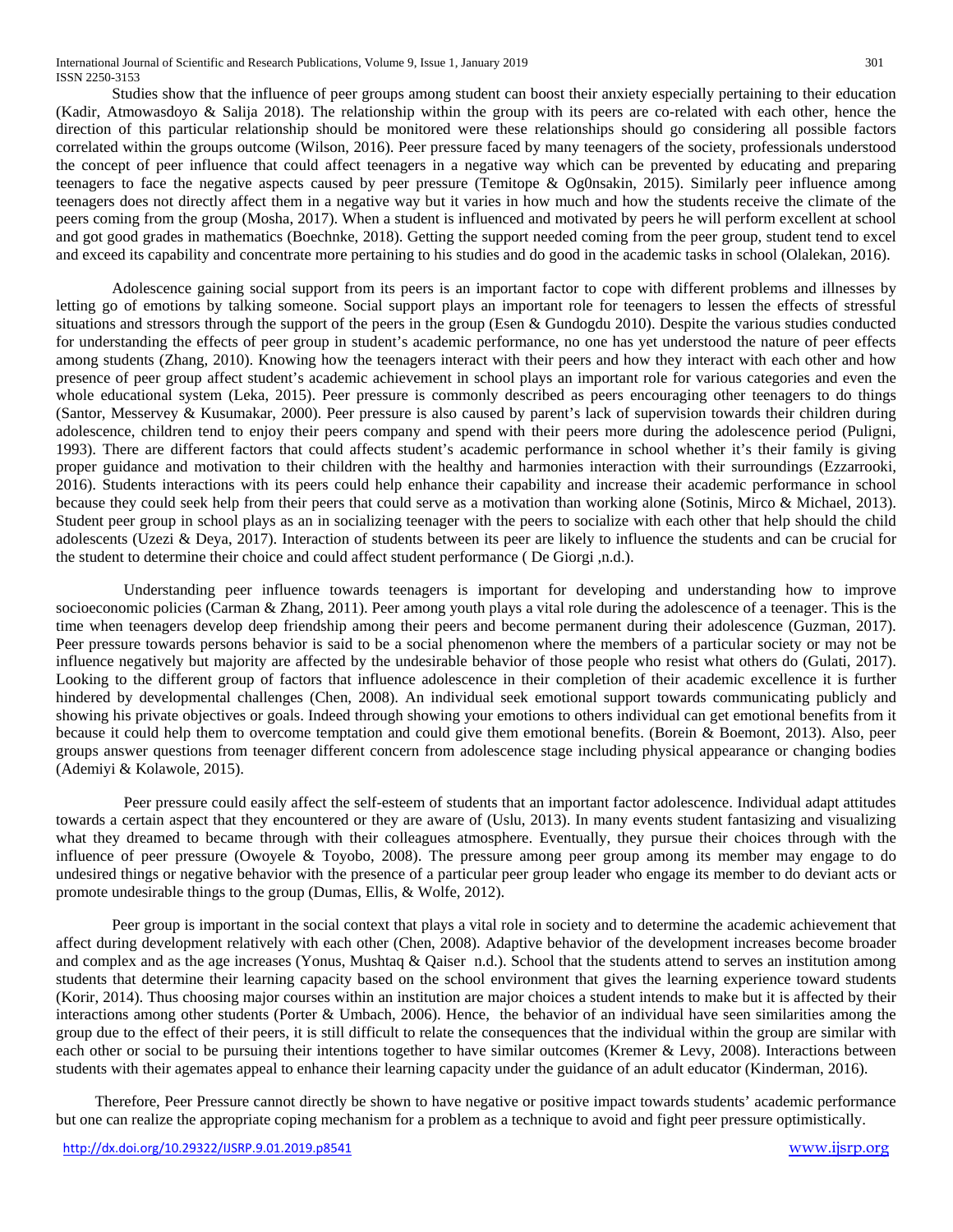Studies show that the influence of peer groups among student can boost their anxiety especially pertaining to their education (Kadir, Atmowasdoyo & Salija 2018). The relationship within the group with its peers are co-related with each other, hence the direction of this particular relationship should be monitored were these relationships should go considering all possible factors correlated within the groups outcome (Wilson, 2016). Peer pressure faced by many teenagers of the society, professionals understood the concept of peer influence that could affect teenagers in a negative way which can be prevented by educating and preparing teenagers to face the negative aspects caused by peer pressure (Temitope & Og0nsakin, 2015). Similarly peer influence among teenagers does not directly affect them in a negative way but it varies in how much and how the students receive the climate of the peers coming from the group (Mosha, 2017). When a student is influenced and motivated by peers he will perform excellent at school and got good grades in mathematics (Boechnke, 2018). Getting the support needed coming from the peer group, student tend to excel and exceed its capability and concentrate more pertaining to his studies and do good in the academic tasks in school (Olalekan, 2016).

Adolescence gaining social support from its peers is an important factor to cope with different problems and illnesses by letting go of emotions by talking someone. Social support plays an important role for teenagers to lessen the effects of stressful situations and stressors through the support of the peers in the group (Esen & Gundogdu 2010). Despite the various studies conducted for understanding the effects of peer group in student's academic performance, no one has yet understood the nature of peer effects among students (Zhang, 2010). Knowing how the teenagers interact with their peers and how they interact with each other and how presence of peer group affect student's academic achievement in school plays an important role for various categories and even the whole educational system (Leka, 2015). Peer pressure is commonly described as peers encouraging other teenagers to do things (Santor, Messervey & Kusumakar, 2000). Peer pressure is also caused by parent's lack of supervision towards their children during adolescence, children tend to enjoy their peers company and spend with their peers more during the adolescence period (Puligni, 1993). There are different factors that could affects student's academic performance in school whether it's their family is giving proper guidance and motivation to their children with the healthy and harmonies interaction with their surroundings (Ezzarrooki, 2016). Students interactions with its peers could help enhance their capability and increase their academic performance in school because they could seek help from their peers that could serve as a motivation than working alone (Sotinis, Mirco & Michael, 2013). Student peer group in school plays as an in socializing teenager with the peers to socialize with each other that help should the child adolescents (Uzezi & Deya, 2017). Interaction of students between its peer are likely to influence the students and can be crucial for the student to determine their choice and could affect student performance ( De Giorgi ,n.d.).

Understanding peer influence towards teenagers is important for developing and understanding how to improve socioeconomic policies (Carman & Zhang, 2011). Peer among youth plays a vital role during the adolescence of a teenager. This is the time when teenagers develop deep friendship among their peers and become permanent during their adolescence (Guzman, 2017). Peer pressure towards persons behavior is said to be a social phenomenon where the members of a particular society or may not be influence negatively but majority are affected by the undesirable behavior of those people who resist what others do (Gulati, 2017). Looking to the different group of factors that influence adolescence in their completion of their academic excellence it is further hindered by developmental challenges (Chen, 2008). An individual seek emotional support towards communicating publicly and showing his private objectives or goals. Indeed through showing your emotions to others individual can get emotional benefits from it because it could help them to overcome temptation and could give them emotional benefits. (Borein & Boemont, 2013). Also, peer groups answer questions from teenager different concern from adolescence stage including physical appearance or changing bodies (Ademiyi & Kolawole, 2015).

Peer pressure could easily affect the self-esteem of students that an important factor adolescence. Individual adapt attitudes towards a certain aspect that they encountered or they are aware of (Uslu, 2013). In many events student fantasizing and visualizing what they dreamed to became through with their colleagues atmosphere. Eventually, they pursue their choices through with the influence of peer pressure (Owoyele & Toyobo, 2008). The pressure among peer group among its member may engage to do undesired things or negative behavior with the presence of a particular peer group leader who engage its member to do deviant acts or promote undesirable things to the group (Dumas, Ellis, & Wolfe, 2012).

Peer group is important in the social context that plays a vital role in society and to determine the academic achievement that affect during development relatively with each other (Chen, 2008). Adaptive behavior of the development increases become broader and complex and as the age increases (Yonus, Mushtaq & Qaiser n.d.). School that the students attend to serves an institution among students that determine their learning capacity based on the school environment that gives the learning experience toward students (Korir, 2014). Thus choosing major courses within an institution are major choices a student intends to make but it is affected by their interactions among other students (Porter & Umbach, 2006). Hence, the behavior of an individual have seen similarities among the group due to the effect of their peers, it is still difficult to relate the consequences that the individual within the group are similar with each other or social to be pursuing their intentions together to have similar outcomes (Kremer & Levy, 2008). Interactions between students with their agemates appeal to enhance their learning capacity under the guidance of an adult educator (Kinderman, 2016).

Therefore, Peer Pressure cannot directly be shown to have negative or positive impact towards students' academic performance but one can realize the appropriate coping mechanism for a problem as a technique to avoid and fight peer pressure optimistically.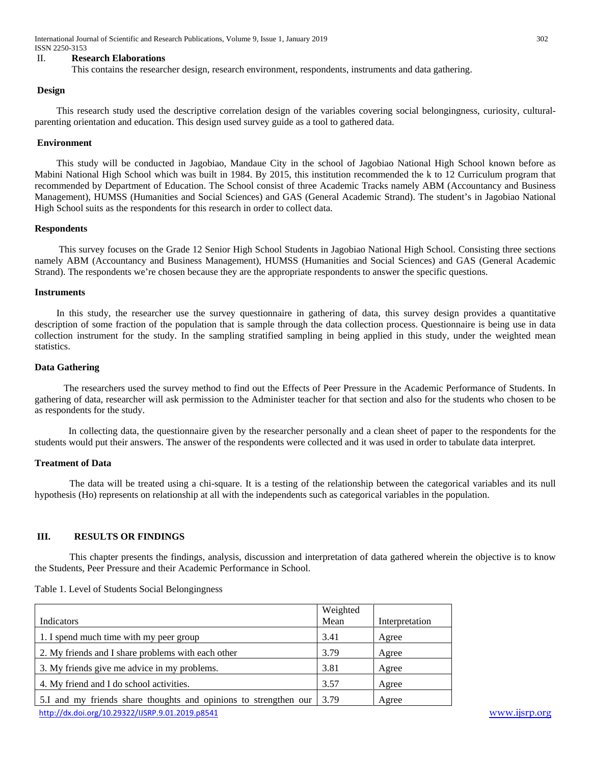## II. Research Elaborations

This contains the researcher design, research environment, respondents, instruments and data gathering.

### Design

This research study used the descriptive correlation design of the variables covering social belongingness, curiosity, cultural-parenting orientation and education. This design used survey guide as a tool to gathered data.

### Environment

This study will be conducted in Jagobiao, Mandaue City in the school of Jagobiao National High School known before as Mabini National High School which was built in 1984. By 2015, this institution recommended the k to 12 Curriculum program that recommended by Department of Education. The School consist of three Academic Tracks namely ABM (Accountancy and Business Management), HUMSS (Humanities and Social Sciences) and GAS (General Academic Strand). The student's in Jagobiao National High School suits as the respondents for this research in order to collect data.

### Respondents

This survey focuses on the Grade 12 Senior High School Students in Jagobiao National High School. Consisting three sections namely ABM (Accountancy and Business Management), HUMSS (Humanities and Social Sciences) and GAS (General Academic Strand). The respondents we're chosen because they are the appropriate respondents to answer the specific questions.

### Instruments

In this study, the researcher use the survey questionnaire in gathering of data, this survey design provides a quantitative description of some fraction of the population that is sample through the data collection process. Questionnaire is being use in data collection instrument for the study. In the sampling stratified sampling in being applied in this study, under the weighted mean statistics.

### Data Gathering

The researchers used the survey method to find out the Effects of Peer Pressure in the Academic Performance of Students. In gathering of data, researcher will ask permission to the Administer teacher for that section and also for the students who chosen to be as respondents for the study.

In collecting data, the questionnaire given by the researcher personally and a clean sheet of paper to the respondents for the students would put their answers. The answer of the respondents were collected and it was used in order to tabulate data interpret.

### Treatment of Data

The data will be treated using a chi-square. It is a testing of the relationship between the categorical variables and its null hypothesis (Ho) represents on relationship at all with the independents such as categorical variables in the population.

## III. RESULTS OR FINDINGS

This chapter presents the findings, analysis, discussion and interpretation of data gathered wherein the objective is to know the Students, Peer Pressure and their Academic Performance in School.

Table 1. Level of Students Social Belongingness

| Indicators | Weighted Mean | Interpretation |
|---|---|---|
| 1. I spend much time with my peer group | 3.41 | Agree |
| 2. My friends and I share problems with each other | 3.79 | Agree |
| 3. My friends give me advice in my problems. | 3.81 | Agree |
| 4. My friend and I do school activities. | 3.57 | Agree |
| 5.I and my friends share thoughts and opinions to strengthen our | 3.79 | Agree |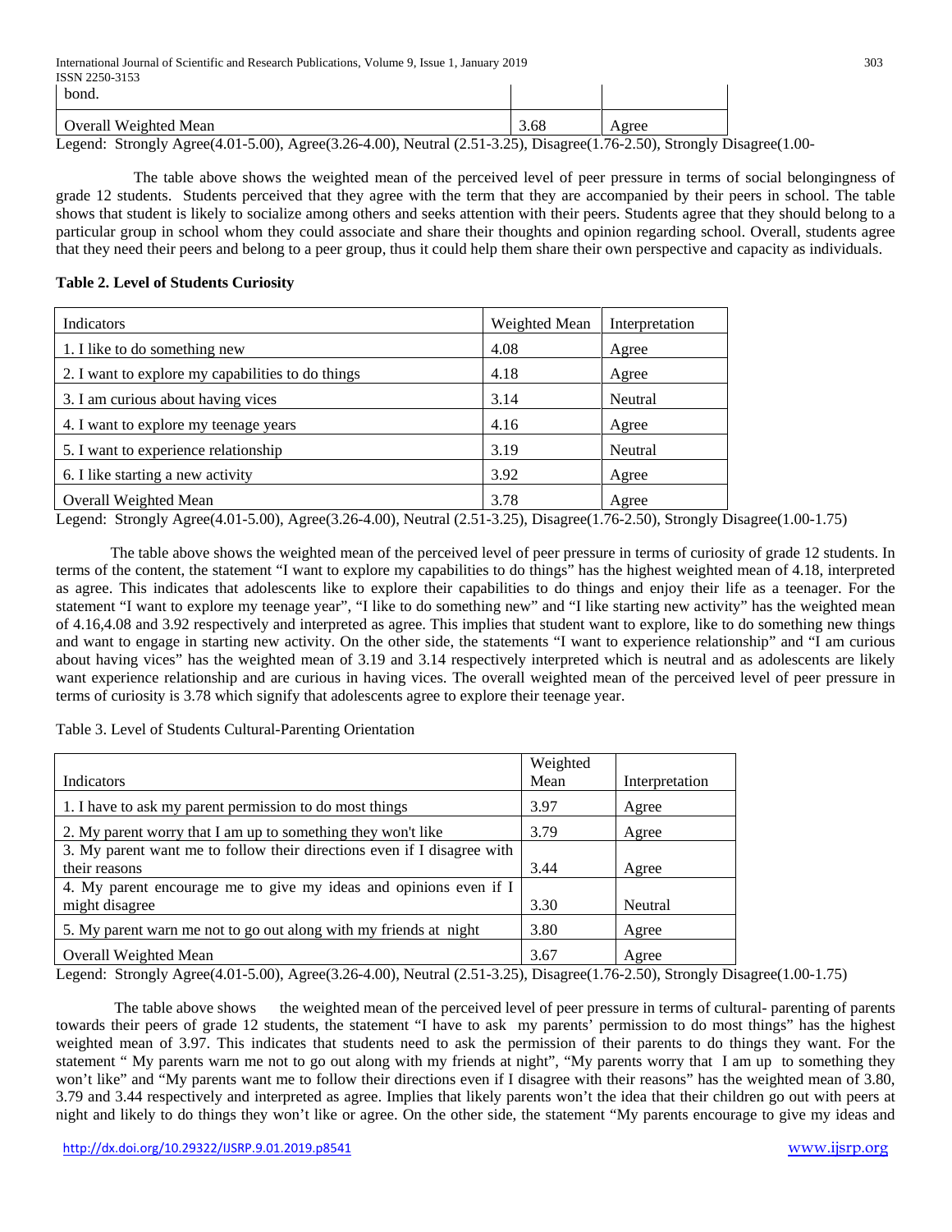| bond. | | |
|---|---|---|
| Overall Weighted Mean | 3.68 | Agree |

Legend: Strongly Agree(4.01-5.00), Agree(3.26-4.00), Neutral (2.51-3.25), Disagree(1.76-2.50), Strongly Disagree(1.00-

The table above shows the weighted mean of the perceived level of peer pressure in terms of social belongingness of grade 12 students. Students perceived that they agree with the term that they are accompanied by their peers in school. The table shows that student is likely to socialize among others and seeks attention with their peers. Students agree that they should belong to a particular group in school whom they could associate and share their thoughts and opinion regarding school. Overall, students agree that they need their peers and belong to a peer group, thus it could help them share their own perspective and capacity as individuals.

**Table 2. Level of Students Curiosity**

| Indicators | Weighted Mean | Interpretation |
|---|---|---|
| 1. I like to do something new | 4.08 | Agree |
| 2. I want to explore my capabilities to do things | 4.18 | Agree |
| 3. I am curious about having vices | 3.14 | Neutral |
| 4. I want to explore my teenage years | 4.16 | Agree |
| 5. I want to experience relationship | 3.19 | Neutral |
| 6. I like starting a new activity | 3.92 | Agree |
| Overall Weighted Mean | 3.78 | Agree |

Legend: Strongly Agree(4.01-5.00), Agree(3.26-4.00), Neutral (2.51-3.25), Disagree(1.76-2.50), Strongly Disagree(1.00-1.75)

The table above shows the weighted mean of the perceived level of peer pressure in terms of curiosity of grade 12 students. In terms of the content, the statement "I want to explore my capabilities to do things" has the highest weighted mean of 4.18, interpreted as agree. This indicates that adolescents like to explore their capabilities to do things and enjoy their life as a teenager. For the statement "I want to explore my teenage year", "I like to do something new" and "I like starting new activity" has the weighted mean of 4.16,4.08 and 3.92 respectively and interpreted as agree. This implies that student want to explore, like to do something new things and want to engage in starting new activity. On the other side, the statements "I want to experience relationship" and "I am curious about having vices" has the weighted mean of 3.19 and 3.14 respectively interpreted which is neutral and as adolescents are likely want experience relationship and are curious in having vices. The overall weighted mean of the perceived level of peer pressure in terms of curiosity is 3.78 which signify that adolescents agree to explore their teenage year.

Table 3. Level of Students Cultural-Parenting Orientation

| Indicators | Weighted Mean | Interpretation |
|---|---|---|
| 1. I have to ask my parent permission to do most things | 3.97 | Agree |
| 2. My parent worry that I am up to something they won't like | 3.79 | Agree |
| 3. My parent want me to follow their directions even if I disagree with their reasons | 3.44 | Agree |
| 4. My parent encourage me to give my ideas and opinions even if I might disagree | 3.30 | Neutral |
| 5. My parent warn me not to go out along with my friends at night | 3.80 | Agree |
| Overall Weighted Mean | 3.67 | Agree |

Legend: Strongly Agree(4.01-5.00), Agree(3.26-4.00), Neutral (2.51-3.25), Disagree(1.76-2.50), Strongly Disagree(1.00-1.75)

The table above shows the weighted mean of the perceived level of peer pressure in terms of cultural- parenting of parents towards their peers of grade 12 students, the statement "I have to ask my parents' permission to do most things" has the highest weighted mean of 3.97. This indicates that students need to ask the permission of their parents to do things they want. For the statement " My parents warn me not to go out along with my friends at night", "My parents worry that I am up to something they won't like" and "My parents want me to follow their directions even if I disagree with their reasons" has the weighted mean of 3.80, 3.79 and 3.44 respectively and interpreted as agree. Implies that likely parents won't the idea that their children go out with peers at night and likely to do things they won't like or agree. On the other side, the statement "My parents encourage to give my ideas and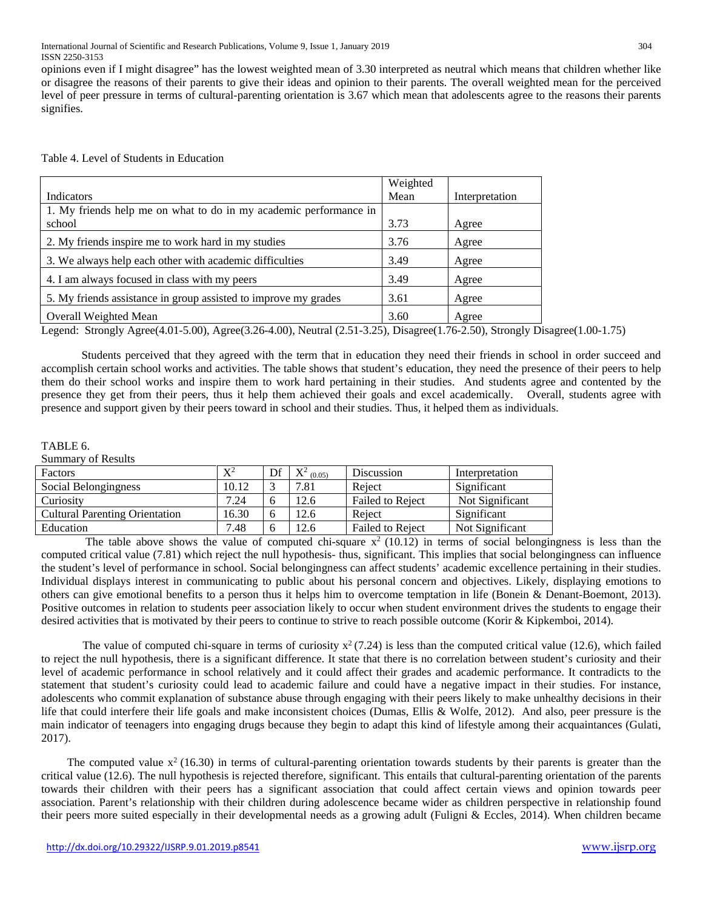opinions even if I might disagree" has the lowest weighted mean of 3.30 interpreted as neutral which means that children whether like or disagree the reasons of their parents to give their ideas and opinion to their parents. The overall weighted mean for the perceived level of peer pressure in terms of cultural-parenting orientation is 3.67 which mean that adolescents agree to the reasons their parents signifies.

Table 4. Level of Students in Education

| Indicators | Weighted Mean | Interpretation |
|---|---|---|
| 1. My friends help me on what to do in my academic performance in school | 3.73 | Agree |
| 2. My friends inspire me to work hard in my studies | 3.76 | Agree |
| 3. We always help each other with academic difficulties | 3.49 | Agree |
| 4. I am always focused in class with my peers | 3.49 | Agree |
| 5. My friends assistance in group assisted to improve my grades | 3.61 | Agree |
| Overall Weighted Mean | 3.60 | Agree |

Legend: Strongly Agree(4.01-5.00), Agree(3.26-4.00), Neutral (2.51-3.25), Disagree(1.76-2.50), Strongly Disagree(1.00-1.75)

Students perceived that they agreed with the term that in education they need their friends in school in order succeed and accomplish certain school works and activities. The table shows that student's education, they need the presence of their peers to help them do their school works and inspire them to work hard pertaining in their studies. And students agree and contented by the presence they get from their peers, thus it help them achieved their goals and excel academically. Overall, students agree with presence and support given by their peers toward in school and their studies. Thus, it helped them as individuals.

TABLE 6.
Summary of Results

| Factors | $X^2$ | Df | $X^2_{(0.05)}$ | Discussion | Interpretation |
|---|---|---|---|---|---|
| Social Belongingness | 10.12 | 3 | 7.81 | Reject | Significant |
| Curiosity | 7.24 | 6 | 12.6 | Failed to Reject | Not Significant |
| Cultural Parenting Orientation | 16.30 | 6 | 12.6 | Reject | Significant |
| Education | 7.48 | 6 | 12.6 | Failed to Reject | Not Significant |

The table above shows the value of computed chi-square $x^2$ (10.12) in terms of social belongingness is less than the computed critical value (7.81) which reject the null hypothesis- thus, significant. This implies that social belongingness can influence the student's level of performance in school. Social belongingness can affect students' academic excellence pertaining in their studies. Individual displays interest in communicating to public about his personal concern and objectives. Likely, displaying emotions to others can give emotional benefits to a person thus it helps him to overcome temptation in life (Bonein & Denant-Boemont, 2013). Positive outcomes in relation to students peer association likely to occur when student environment drives the students to engage their desired activities that is motivated by their peers to continue to strive to reach possible outcome (Korir & Kipkemboi, 2014).

The value of computed chi-square in terms of curiosity $x^2$ (7.24) is less than the computed critical value (12.6), which failed to reject the null hypothesis, there is a significant difference. It state that there is no correlation between student's curiosity and their level of academic performance in school relatively and it could affect their grades and academic performance. It contradicts to the statement that student's curiosity could lead to academic failure and could have a negative impact in their studies. For instance, adolescents who commit explanation of substance abuse through engaging with their peers likely to make unhealthy decisions in their life that could interfere their life goals and make inconsistent choices (Dumas, Ellis & Wolfe, 2012). And also, peer pressure is the main indicator of teenagers into engaging drugs because they begin to adapt this kind of lifestyle among their acquaintances (Gulati, 2017).

The computed value $x^2$ (16.30) in terms of cultural-parenting orientation towards students by their parents is greater than the critical value (12.6). The null hypothesis is rejected therefore, significant. This entails that cultural-parenting orientation of the parents towards their children with their peers has a significant association that could affect certain views and opinion towards peer association. Parent's relationship with their children during adolescence became wider as children perspective in relationship found their peers more suited especially in their developmental needs as a growing adult (Fuligni & Eccles, 2014). When children became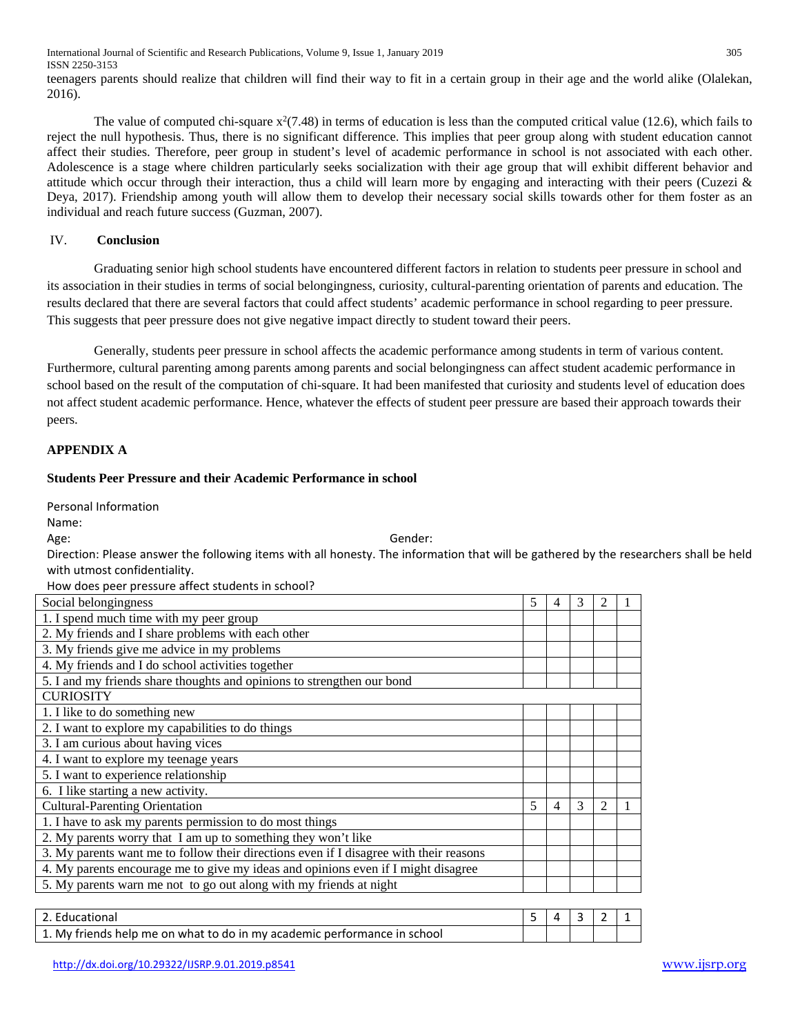teenagers parents should realize that children will find their way to fit in a certain group in their age and the world alike (Olalekan, 2016).

The value of computed chi-square $x^2(7.48)$ in terms of education is less than the computed critical value (12.6), which fails to reject the null hypothesis. Thus, there is no significant difference. This implies that peer group along with student education cannot affect their studies. Therefore, peer group in student's level of academic performance in school is not associated with each other. Adolescence is a stage where children particularly seeks socialization with their age group that will exhibit different behavior and attitude which occur through their interaction, thus a child will learn more by engaging and interacting with their peers (Cuzezi & Deya, 2017). Friendship among youth will allow them to develop their necessary social skills towards other for them foster as an individual and reach future success (Guzman, 2007).

## IV. Conclusion

Graduating senior high school students have encountered different factors in relation to students peer pressure in school and its association in their studies in terms of social belongingness, curiosity, cultural-parenting orientation of parents and education. The results declared that there are several factors that could affect students' academic performance in school regarding to peer pressure. This suggests that peer pressure does not give negative impact directly to student toward their peers.

Generally, students peer pressure in school affects the academic performance among students in term of various content. Furthermore, cultural parenting among parents among parents and social belongingness can affect student academic performance in school based on the result of the computation of chi-square. It had been manifested that curiosity and students level of education does not affect student academic performance. Hence, whatever the effects of student peer pressure are based their approach towards their peers.

## APPENDIX A

### Students Peer Pressure and their Academic Performance in school

Personal Information

Name:

Age: Gender:

Direction: Please answer the following items with all honesty. The information that will be gathered by the researchers shall be held with utmost confidentiality.

How does peer pressure affect students in school?

| Social belongingness | 5 | 4 | 3 | 2 | 1 |
|---|---|---|---|---|---|
| 1. I spend much time with my peer group | | | | | |
| 2. My friends and I share problems with each other | | | | | |
| 3. My friends give me advice in my problems | | | | | |
| 4. My friends and I do school activities together | | | | | |
| 5. I and my friends share thoughts and opinions to strengthen our bond | | | | | |
| CURIOSITY | | | | | |
| 1. I like to do something new | | | | | |
| 2. I want to explore my capabilities to do things | | | | | |
| 3. I am curious about having vices | | | | | |
| 4. I want to explore my teenage years | | | | | |
| 5. I want to experience relationship | | | | | |
| 6. I like starting a new activity. | | | | | |
| Cultural-Parenting Orientation | 5 | 4 | 3 | 2 | 1 |
| 1. I have to ask my parents permission to do most things | | | | | |
| 2. My parents worry that I am up to something they won't like | | | | | |
| 3. My parents want me to follow their directions even if I disagree with their reasons | | | | | |
| 4. My parents encourage me to give my ideas and opinions even if I might disagree | | | | | |
| 5. My parents warn me not to go out along with my friends at night | | | | | |

| 2. Educational | 5 | 4 | 3 | 2 | 1 |
|---|---|---|---|---|---|
| 1. My friends help me on what to do in my academic performance in school | | | | | |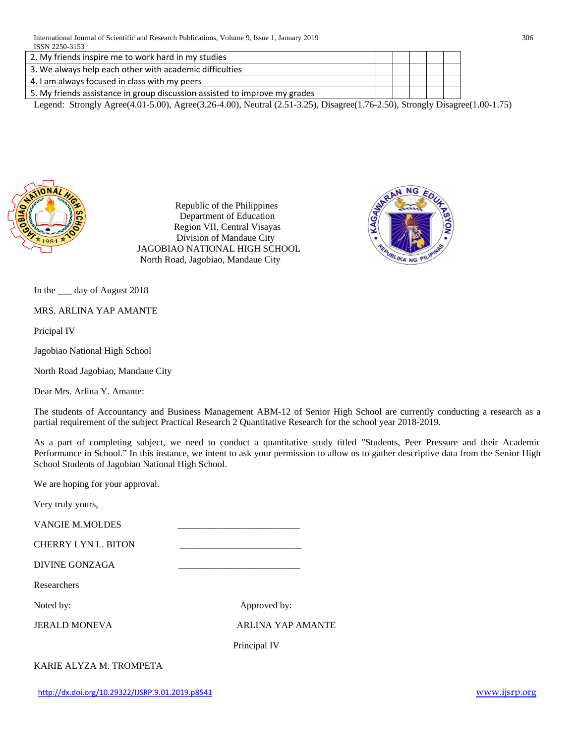| | | | | | |
|---|---|---|---|---|---|
| 2. My friends inspire me to work hard in my studies | | | | | |
| 3. We always help each other with academic difficulties | | | | | |
| 4. I am always focused in class with my peers | | | | | |
| 5. My friends assistance in group discussion assisted to improve my grades | | | | | |

Legend: Strongly Agree(4.01-5.00), Agree(3.26-4.00), Neutral (2.51-3.25), Disagree(1.76-2.50), Strongly Disagree(1.00-1.75)

Republic of the Philippines
Department of Education
Region VII, Central Visayas
Division of Mandaue City
JAGOBIAO NATIONAL HIGH SCHOOL
North Road, Jagobiao, Mandaue City

In the ___ day of August 2018

MRS. ARLINA YAP AMANTE

Pricipal IV

Jagobiao National High School

North Road Jagobiao, Mandaue City

Dear Mrs. Arlina Y. Amante:

The students of Accountancy and Business Management ABM-12 of Senior High School are currently conducting a research as a partial requirement of the subject Practical Research 2 Quantitative Research for the school year 2018-2019.

As a part of completing subject, we need to conduct a quantitative study titled "Students, Peer Pressure and their Academic Performance in School." In this instance, we intent to ask your permission to allow us to gather descriptive data from the Senior High School Students of Jagobiao National High School.

We are hoping for your approval.

Very truly yours,

VANGIE M.MOLDES ___________________________

CHERRY LYN L. BITON ___________________________

DIVINE GONZAGA ___________________________

Researchers

Noted by: Approved by:

JERALD MONEVA ARLINA YAP AMANTE

Principal IV

KARIE ALYZA M. TROMPETA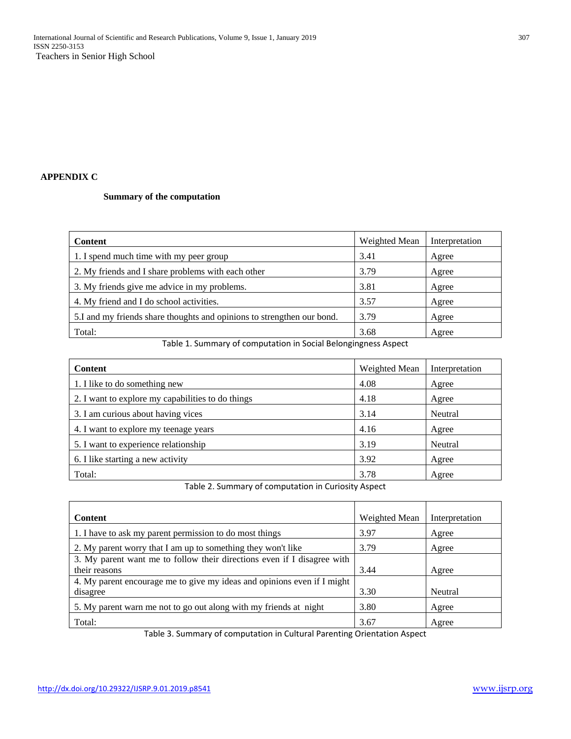Teachers in Senior High School

**APPENDIX C**

**Summary of the computation**

| **Content** | Weighted Mean | Interpretation |
|---|---|---|
| 1. I spend much time with my peer group | 3.41 | Agree |
| 2. My friends and I share problems with each other | 3.79 | Agree |
| 3. My friends give me advice in my problems. | 3.81 | Agree |
| 4. My friend and I do school activities. | 3.57 | Agree |
| 5.I and my friends share thoughts and opinions to strengthen our bond. | 3.79 | Agree |
| Total: | 3.68 | Agree |

Table 1. Summary of computation in Social Belongingness Aspect

| **Content** | Weighted Mean | Interpretation |
|---|---|---|
| 1. I like to do something new | 4.08 | Agree |
| 2. I want to explore my capabilities to do things | 4.18 | Agree |
| 3. I am curious about having vices | 3.14 | Neutral |
| 4. I want to explore my teenage years | 4.16 | Agree |
| 5. I want to experience relationship | 3.19 | Neutral |
| 6. I like starting a new activity | 3.92 | Agree |
| Total: | 3.78 | Agree |

Table 2. Summary of computation in Curiosity Aspect

| **Content** | Weighted Mean | Interpretation |
|---|---|---|
| 1. I have to ask my parent permission to do most things | 3.97 | Agree |
| 2. My parent worry that I am up to something they won't like | 3.79 | Agree |
| 3. My parent want me to follow their directions even if I disagree with their reasons | 3.44 | Agree |
| 4. My parent encourage me to give my ideas and opinions even if I might disagree | 3.30 | Neutral |
| 5. My parent warn me not to go out along with my friends at night | 3.80 | Agree |
| Total: | 3.67 | Agree |

Table 3. Summary of computation in Cultural Parenting Orientation Aspect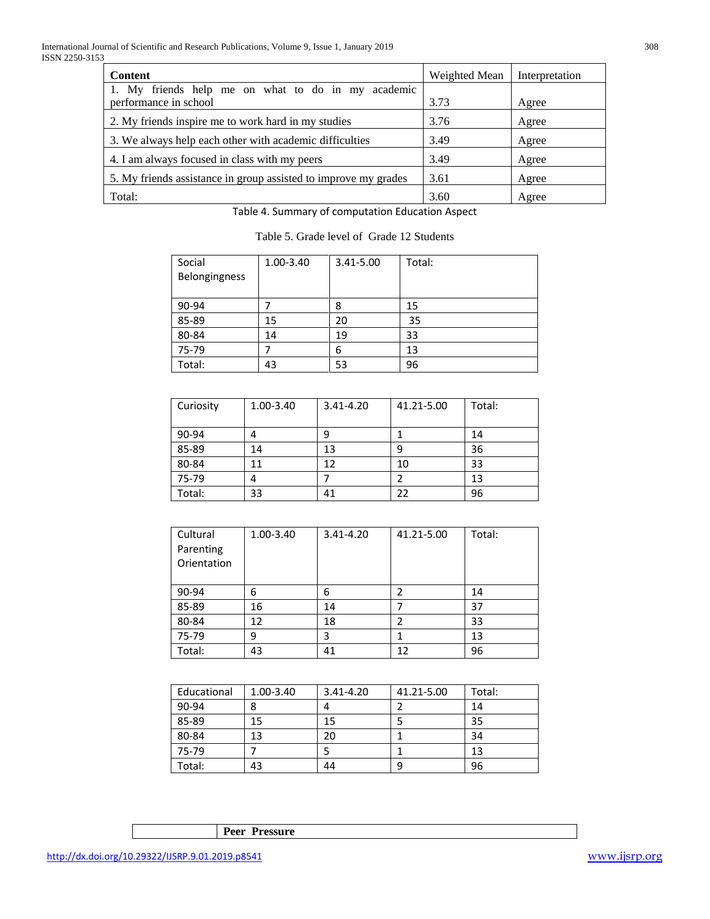| **Content** | Weighted Mean | Interpretation |
| --- | --- | --- |
| 1. My friends help me on what to do in my academic performance in school | 3.73 | Agree |
| 2. My friends inspire me to work hard in my studies | 3.76 | Agree |
| 3. We always help each other with academic difficulties | 3.49 | Agree |
| 4. I am always focused in class with my peers | 3.49 | Agree |
| 5. My friends assistance in group assisted to improve my grades | 3.61 | Agree |
| Total: | 3.60 | Agree |

Table 4. Summary of computation Education Aspect

Table 5. Grade level of Grade 12 Students

| Social Belongingness | 1.00-3.40 | 3.41-5.00 | Total: |
| --- | --- | --- | --- |
| 90-94 | 7 | 8 | 15 |
| 85-89 | 15 | 20 | 35 |
| 80-84 | 14 | 19 | 33 |
| 75-79 | 7 | 6 | 13 |
| Total: | 43 | 53 | 96 |

| Curiosity | 1.00-3.40 | 3.41-4.20 | 41.21-5.00 | Total: |
| --- | --- | --- | --- | --- |
| 90-94 | 4 | 9 | 1 | 14 |
| 85-89 | 14 | 13 | 9 | 36 |
| 80-84 | 11 | 12 | 10 | 33 |
| 75-79 | 4 | 7 | 2 | 13 |
| Total: | 33 | 41 | 22 | 96 |

| Cultural Parenting Orientation | 1.00-3.40 | 3.41-4.20 | 41.21-5.00 | Total: |
| --- | --- | --- | --- | --- |
| 90-94 | 6 | 6 | 2 | 14 |
| 85-89 | 16 | 14 | 7 | 37 |
| 80-84 | 12 | 18 | 2 | 33 |
| 75-79 | 9 | 3 | 1 | 13 |
| Total: | 43 | 41 | 12 | 96 |

| Educational | 1.00-3.40 | 3.41-4.20 | 41.21-5.00 | Total: |
| --- | --- | --- | --- | --- |
| 90-94 | 8 | 4 | 2 | 14 |
| 85-89 | 15 | 15 | 5 | 35 |
| 80-84 | 13 | 20 | 1 | 34 |
| 75-79 | 7 | 5 | 1 | 13 |
| Total: | 43 | 44 | 9 | 96 |

| | **Peer Pressure** |
| --- | --- |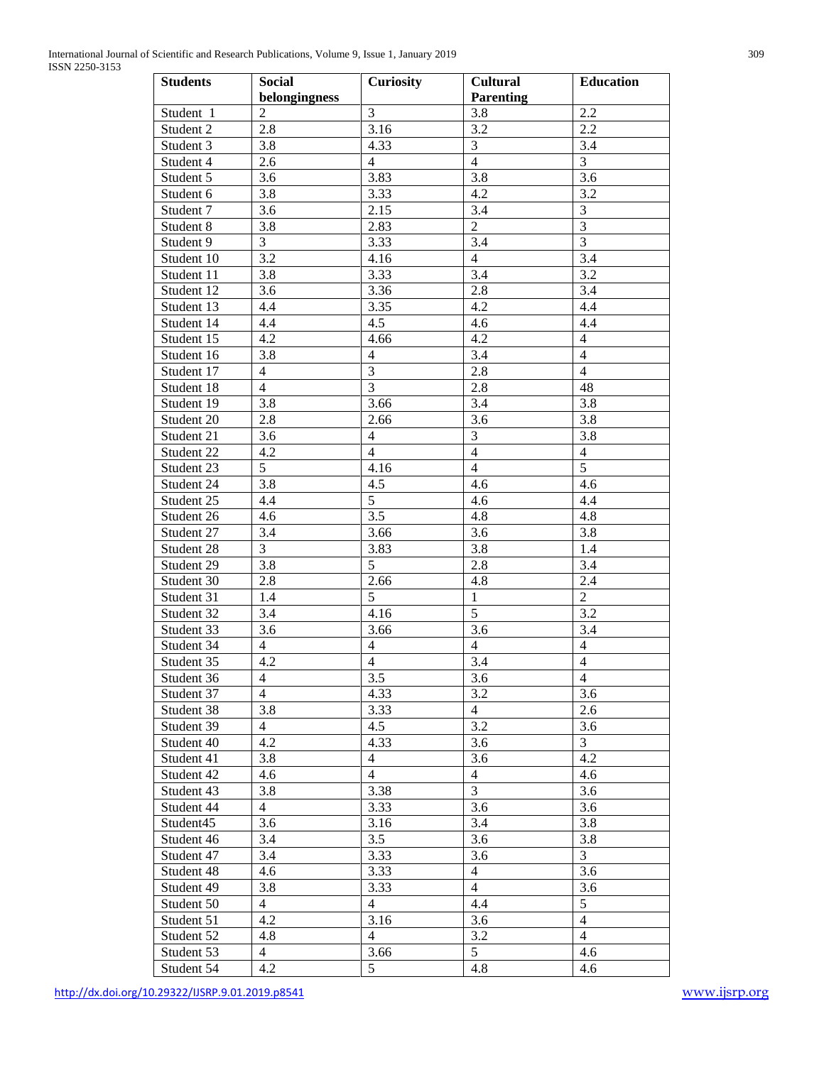| Students | Social belongingness | Curiosity | Cultural Parenting | Education |
|---|---|---|---|---|
| Student 1 | 2 | 3 | 3.8 | 2.2 |
| Student 2 | 2.8 | 3.16 | 3.2 | 2.2 |
| Student 3 | 3.8 | 4.33 | 3 | 3.4 |
| Student 4 | 2.6 | 4 | 4 | 3 |
| Student 5 | 3.6 | 3.83 | 3.8 | 3.6 |
| Student 6 | 3.8 | 3.33 | 4.2 | 3.2 |
| Student 7 | 3.6 | 2.15 | 3.4 | 3 |
| Student 8 | 3.8 | 2.83 | 2 | 3 |
| Student 9 | 3 | 3.33 | 3.4 | 3 |
| Student 10 | 3.2 | 4.16 | 4 | 3.4 |
| Student 11 | 3.8 | 3.33 | 3.4 | 3.2 |
| Student 12 | 3.6 | 3.36 | 2.8 | 3.4 |
| Student 13 | 4.4 | 3.35 | 4.2 | 4.4 |
| Student 14 | 4.4 | 4.5 | 4.6 | 4.4 |
| Student 15 | 4.2 | 4.66 | 4.2 | 4 |
| Student 16 | 3.8 | 4 | 3.4 | 4 |
| Student 17 | 4 | 3 | 2.8 | 4 |
| Student 18 | 4 | 3 | 2.8 | 48 |
| Student 19 | 3.8 | 3.66 | 3.4 | 3.8 |
| Student 20 | 2.8 | 2.66 | 3.6 | 3.8 |
| Student 21 | 3.6 | 4 | 3 | 3.8 |
| Student 22 | 4.2 | 4 | 4 | 4 |
| Student 23 | 5 | 4.16 | 4 | 5 |
| Student 24 | 3.8 | 4.5 | 4.6 | 4.6 |
| Student 25 | 4.4 | 5 | 4.6 | 4.4 |
| Student 26 | 4.6 | 3.5 | 4.8 | 4.8 |
| Student 27 | 3.4 | 3.66 | 3.6 | 3.8 |
| Student 28 | 3 | 3.83 | 3.8 | 1.4 |
| Student 29 | 3.8 | 5 | 2.8 | 3.4 |
| Student 30 | 2.8 | 2.66 | 4.8 | 2.4 |
| Student 31 | 1.4 | 5 | 1 | 2 |
| Student 32 | 3.4 | 4.16 | 5 | 3.2 |
| Student 33 | 3.6 | 3.66 | 3.6 | 3.4 |
| Student 34 | 4 | 4 | 4 | 4 |
| Student 35 | 4.2 | 4 | 3.4 | 4 |
| Student 36 | 4 | 3.5 | 3.6 | 4 |
| Student 37 | 4 | 4.33 | 3.2 | 3.6 |
| Student 38 | 3.8 | 3.33 | 4 | 2.6 |
| Student 39 | 4 | 4.5 | 3.2 | 3.6 |
| Student 40 | 4.2 | 4.33 | 3.6 | 3 |
| Student 41 | 3.8 | 4 | 3.6 | 4.2 |
| Student 42 | 4.6 | 4 | 4 | 4.6 |
| Student 43 | 3.8 | 3.38 | 3 | 3.6 |
| Student 44 | 4 | 3.33 | 3.6 | 3.6 |
| Student45 | 3.6 | 3.16 | 3.4 | 3.8 |
| Student 46 | 3.4 | 3.5 | 3.6 | 3.8 |
| Student 47 | 3.4 | 3.33 | 3.6 | 3 |
| Student 48 | 4.6 | 3.33 | 4 | 3.6 |
| Student 49 | 3.8 | 3.33 | 4 | 3.6 |
| Student 50 | 4 | 4 | 4.4 | 5 |
| Student 51 | 4.2 | 3.16 | 3.6 | 4 |
| Student 52 | 4.8 | 4 | 3.2 | 4 |
| Student 53 | 4 | 3.66 | 5 | 4.6 |
| Student 54 | 4.2 | 5 | 4.8 | 4.6 |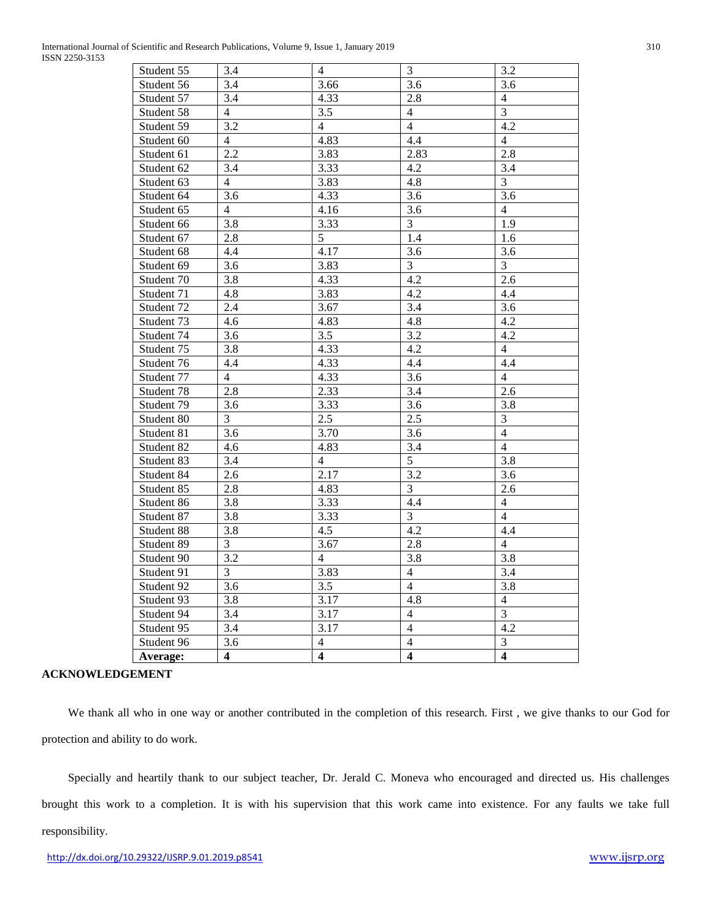| Student 55 | 3.4 | 4 | 3 | 3.2 |
|---|---|---|---|---|
| Student 56 | 3.4 | 3.66 | 3.6 | 3.6 |
| Student 57 | 3.4 | 4.33 | 2.8 | 4 |
| Student 58 | 4 | 3.5 | 4 | 3 |
| Student 59 | 3.2 | 4 | 4 | 4.2 |
| Student 60 | 4 | 4.83 | 4.4 | 4 |
| Student 61 | 2.2 | 3.83 | 2.83 | 2.8 |
| Student 62 | 3.4 | 3.33 | 4.2 | 3.4 |
| Student 63 | 4 | 3.83 | 4.8 | 3 |
| Student 64 | 3.6 | 4.33 | 3.6 | 3.6 |
| Student 65 | 4 | 4.16 | 3.6 | 4 |
| Student 66 | 3.8 | 3.33 | 3 | 1.9 |
| Student 67 | 2.8 | 5 | 1.4 | 1.6 |
| Student 68 | 4.4 | 4.17 | 3.6 | 3.6 |
| Student 69 | 3.6 | 3.83 | 3 | 3 |
| Student 70 | 3.8 | 4.33 | 4.2 | 2.6 |
| Student 71 | 4.8 | 3.83 | 4.2 | 4.4 |
| Student 72 | 2.4 | 3.67 | 3.4 | 3.6 |
| Student 73 | 4.6 | 4.83 | 4.8 | 4.2 |
| Student 74 | 3.6 | 3.5 | 3.2 | 4.2 |
| Student 75 | 3.8 | 4.33 | 4.2 | 4 |
| Student 76 | 4.4 | 4.33 | 4.4 | 4.4 |
| Student 77 | 4 | 4.33 | 3.6 | 4 |
| Student 78 | 2.8 | 2.33 | 3.4 | 2.6 |
| Student 79 | 3.6 | 3.33 | 3.6 | 3.8 |
| Student 80 | 3 | 2.5 | 2.5 | 3 |
| Student 81 | 3.6 | 3.70 | 3.6 | 4 |
| Student 82 | 4.6 | 4.83 | 3.4 | 4 |
| Student 83 | 3.4 | 4 | 5 | 3.8 |
| Student 84 | 2.6 | 2.17 | 3.2 | 3.6 |
| Student 85 | 2.8 | 4.83 | 3 | 2.6 |
| Student 86 | 3.8 | 3.33 | 4.4 | 4 |
| Student 87 | 3.8 | 3.33 | 3 | 4 |
| Student 88 | 3.8 | 4.5 | 4.2 | 4.4 |
| Student 89 | 3 | 3.67 | 2.8 | 4 |
| Student 90 | 3.2 | 4 | 3.8 | 3.8 |
| Student 91 | 3 | 3.83 | 4 | 3.4 |
| Student 92 | 3.6 | 3.5 | 4 | 3.8 |
| Student 93 | 3.8 | 3.17 | 4.8 | 4 |
| Student 94 | 3.4 | 3.17 | 4 | 3 |
| Student 95 | 3.4 | 3.17 | 4 | 4.2 |
| Student 96 | 3.6 | 4 | 4 | 3 |
| **Average:** | **4** | **4** | **4** | **4** |

**ACKNOWLEDGEMENT**

We thank all who in one way or another contributed in the completion of this research. First , we give thanks to our God for protection and ability to do work.

Specially and heartily thank to our subject teacher, Dr. Jerald C. Moneva who encouraged and directed us. His challenges brought this work to a completion. It is with his supervision that this work came into existence. For any faults we take full responsibility.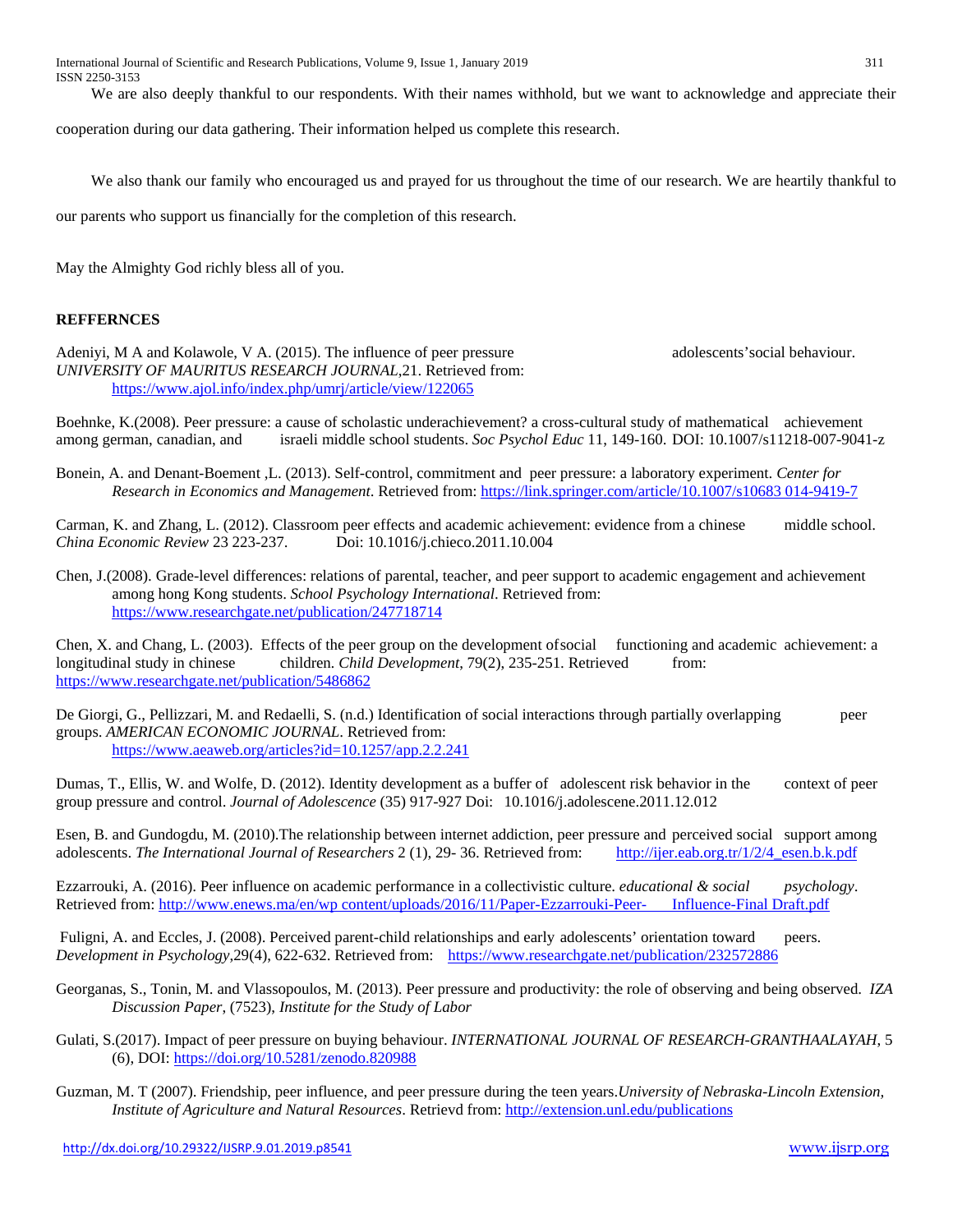We are also deeply thankful to our respondents. With their names withhold, but we want to acknowledge and appreciate their cooperation during our data gathering. Their information helped us complete this research.

We also thank our family who encouraged us and prayed for us throughout the time of our research. We are heartily thankful to our parents who support us financially for the completion of this research.

May the Almighty God richly bless all of you.

**REFFERNCES**

Adeniyi, M A and Kolawole, V A. (2015). The influence of peer pressure adolescents'social behaviour. *UNIVERSITY OF MAURITUS RESEARCH JOURNAL*,21. Retrieved from: https://www.ajol.info/index.php/umrj/article/view/122065

Boehnke, K.(2008). Peer pressure: a cause of scholastic underachievement? a cross-cultural study of mathematical achievement among german, canadian, and israeli middle school students. *Soc Psychol Educ* 11, 149-160. DOI: 10.1007/s11218-007-9041-z

Bonein, A. and Denant-Boement ,L. (2013). Self-control, commitment and peer pressure: a laboratory experiment. *Center for Research in Economics and Management*. Retrieved from: https://link.springer.com/article/10.1007/s10683 014-9419-7

Carman, K. and Zhang, L. (2012). Classroom peer effects and academic achievement: evidence from a chinese middle school. *China Economic Review* 23 223-237. Doi: 10.1016/j.chieco.2011.10.004

Chen, J.(2008). Grade-level differences: relations of parental, teacher, and peer support to academic engagement and achievement among hong Kong students. *School Psychology International*. Retrieved from: https://www.researchgate.net/publication/247718714

Chen, X. and Chang, L. (2003). Effects of the peer group on the development ofsocial functioning and academic achievement: a longitudinal study in chinese children. *Child Development*, 79(2), 235-251. Retrieved from: https://www.researchgate.net/publication/5486862

De Giorgi, G., Pellizzari, M. and Redaelli, S. (n.d.) Identification of social interactions through partially overlapping peer groups. *AMERICAN ECONOMIC JOURNAL*. Retrieved from: https://www.aeaweb.org/articles?id=10.1257/app.2.2.241

Dumas, T., Ellis, W. and Wolfe, D. (2012). Identity development as a buffer of adolescent risk behavior in the context of peer group pressure and control. *Journal of Adolescence* (35) 917-927 Doi: 10.1016/j.adolescene.2011.12.012

Esen, B. and Gundogdu, M. (2010).The relationship between internet addiction, peer pressure and perceived social support among adolescents. *The International Journal of Researchers* 2 (1), 29- 36. Retrieved from: http://ijer.eab.org.tr/1/2/4_esen.b.k.pdf

Ezzarrouki, A. (2016). Peer influence on academic performance in a collectivistic culture. *educational & social psychology*. Retrieved from: http://www.enews.ma/en/wp content/uploads/2016/11/Paper-Ezzarrouki-Peer- Influence-Final Draft.pdf

Fuligni, A. and Eccles, J. (2008). Perceived parent-child relationships and early adolescents' orientation toward peers. *Development in Psychology*,29(4), 622-632. Retrieved from: https://www.researchgate.net/publication/232572886

Georganas, S., Tonin, M. and Vlassopoulos, M. (2013). Peer pressure and productivity: the role of observing and being observed. *IZA Discussion Paper*, (7523), *Institute for the Study of Labor*

Gulati, S.(2017). Impact of peer pressure on buying behaviour. *INTERNATIONAL JOURNAL OF RESEARCH-GRANTHAALAYAH*, 5 (6), DOI: https://doi.org/10.5281/zenodo.820988

Guzman, M. T (2007). Friendship, peer influence, and peer pressure during the teen years.*University of Nebraska-Lincoln Extension, Institute of Agriculture and Natural Resources*. Retrievd from: http://extension.unl.edu/publications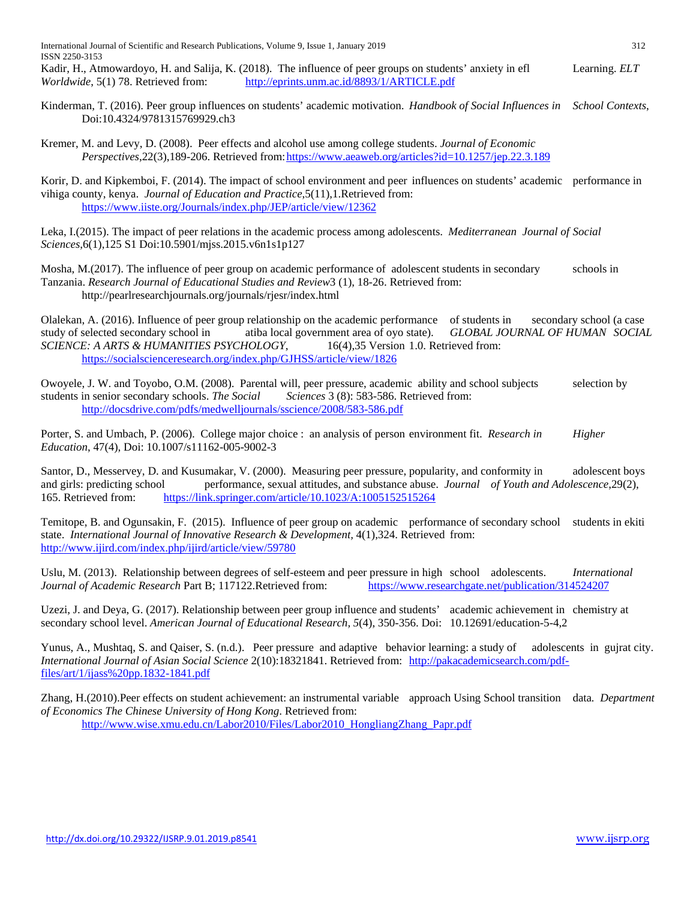Kadir, H., Atmowardoyo, H. and Salija, K. (2018). The influence of peer groups on students' anxiety in efl Learning. *ELT Worldwide*, 5(1) 78. Retrieved from: http://eprints.unm.ac.id/8893/1/ARTICLE.pdf

Kinderman, T. (2016). Peer group influences on students' academic motivation. *Handbook of Social Influences in School Contexts*, Doi:10.4324/9781315769929.ch3

Kremer, M. and Levy, D. (2008). Peer effects and alcohol use among college students. *Journal of Economic Perspectives*,22(3),189-206. Retrieved from: https://www.aeaweb.org/articles?id=10.1257/jep.22.3.189

Korir, D. and Kipkemboi, F. (2014). The impact of school environment and peer influences on students' academic performance in vihiga county, kenya. *Journal of Education and Practice*,5(11),1.Retrieved from: https://www.iiste.org/Journals/index.php/JEP/article/view/12362

Leka, I.(2015). The impact of peer relations in the academic process among adolescents. *Mediterranean Journal of Social Sciences*,6(1),125 S1 Doi:10.5901/mjss.2015.v6n1s1p127

Mosha, M.(2017). The influence of peer group on academic performance of adolescent students in secondary schools in Tanzania. *Research Journal of Educational Studies and Review*3 (1), 18-26. Retrieved from: http://pearlresearchjournals.org/journals/rjesr/index.html

Olalekan, A. (2016). Influence of peer group relationship on the academic performance of students in secondary school (a case study of selected secondary school in atiba local government area of oyo state). *GLOBAL JOURNAL OF HUMAN SOCIAL SCIENCE: A ARTS & HUMANITIES PSYCHOLOGY*, 16(4),35 Version 1.0. Retrieved from: https://socialscienceresearch.org/index.php/GJHSS/article/view/1826

Owoyele, J. W. and Toyobo, O.M. (2008). Parental will, peer pressure, academic ability and school subjects selection by students in senior secondary schools. *The Social Sciences* 3 (8): 583-586. Retrieved from: http://docsdrive.com/pdfs/medwelljournals/sscience/2008/583-586.pdf

Porter, S. and Umbach, P. (2006). College major choice : an analysis of person environment fit. *Research in Higher Education*, 47(4), Doi: 10.1007/s11162-005-9002-3

Santor, D., Messervey, D. and Kusumakar, V. (2000). Measuring peer pressure, popularity, and conformity in adolescent boys and girls: predicting school performance, sexual attitudes, and substance abuse. *Journal of Youth and Adolescence*,29(2), 165. Retrieved from: https://link.springer.com/article/10.1023/A:1005152515264

Temitope, B. and Ogunsakin, F. (2015). Influence of peer group on academic performance of secondary school students in ekiti state. *International Journal of Innovative Research & Development*, 4(1),324. Retrieved from: http://www.ijird.com/index.php/ijird/article/view/59780

Uslu, M. (2013). Relationship between degrees of self-esteem and peer pressure in high school adolescents. *International Journal of Academic Research* Part B; 117122.Retrieved from: https://www.researchgate.net/publication/314524207

Uzezi, J. and Deya, G. (2017). Relationship between peer group influence and students' academic achievement in chemistry at secondary school level. *American Journal of Educational Research, 5*(4), 350-356. Doi: 10.12691/education-5-4,2

Yunus, A., Mushtaq, S. and Qaiser, S. (n.d.). Peer pressure and adaptive behavior learning: a study of adolescents in gujrat city. *International Journal of Asian Social Science* 2(10):18321841. Retrieved from: http://pakacademicsearch.com/pdf-files/art/1/ijass%20pp.1832-1841.pdf

Zhang, H.(2010).Peer effects on student achievement: an instrumental variable approach Using School transition data. *Department of Economics The Chinese University of Hong Kong*. Retrieved from: http://www.wise.xmu.edu.cn/Labor2010/Files/Labor2010_HongliangZhang_Papr.pdf